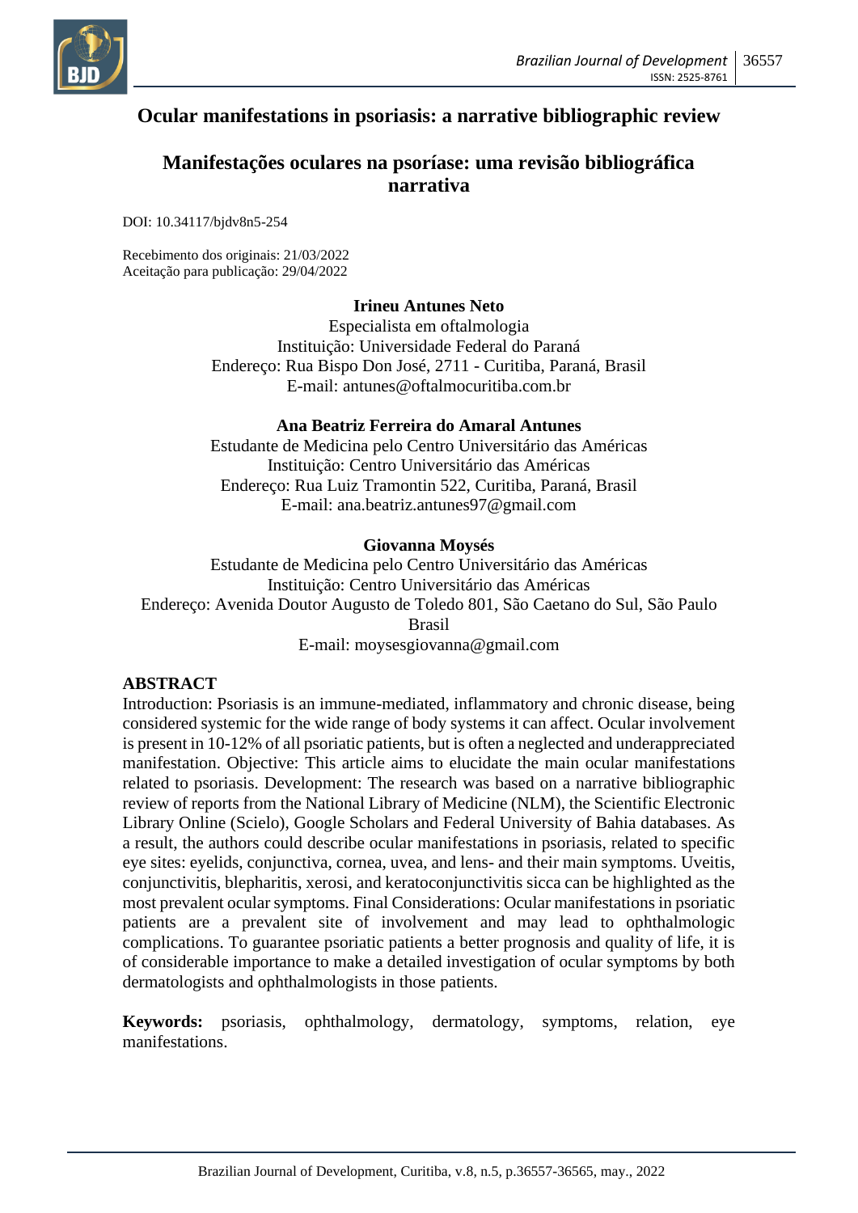# Ocular manifestations in psoriasis: a narrative bibliographic review

# Manifestações oculares na psoríase: uma revisão bibliográfica narrativa

DOI: 10.34117/bjdv8n5-254

Recebimento dos originais: 21/03/2022
Aceitação para publicação: 29/04/2022

**Irineu Antunes Neto**
Especialista em oftalmologia
Instituição: Universidade Federal do Paraná
Endereço: Rua Bispo Don José, 2711 - Curitiba, Paraná, Brasil
E-mail: antunes@oftalmocuritiba.com.br

**Ana Beatriz Ferreira do Amaral Antunes**
Estudante de Medicina pelo Centro Universitário das Américas
Instituição: Centro Universitário das Américas
Endereço: Rua Luiz Tramontin 522, Curitiba, Paraná, Brasil
E-mail: ana.beatriz.antunes97@gmail.com

**Giovanna Moysés**
Estudante de Medicina pelo Centro Universitário das Américas
Instituição: Centro Universitário das Américas
Endereço: Avenida Doutor Augusto de Toledo 801, São Caetano do Sul, São Paulo Brasil
E-mail: moysesgiovanna@gmail.com

## ABSTRACT

Introduction: Psoriasis is an immune-mediated, inflammatory and chronic disease, being considered systemic for the wide range of body systems it can affect. Ocular involvement is present in 10-12% of all psoriatic patients, but is often a neglected and underappreciated manifestation. Objective: This article aims to elucidate the main ocular manifestations related to psoriasis. Development: The research was based on a narrative bibliographic review of reports from the National Library of Medicine (NLM), the Scientific Electronic Library Online (Scielo), Google Scholars and Federal University of Bahia databases. As a result, the authors could describe ocular manifestations in psoriasis, related to specific eye sites: eyelids, conjunctiva, cornea, uvea, and lens- and their main symptoms. Uveitis, conjunctivitis, blepharitis, xerosi, and keratoconjunctivitis sicca can be highlighted as the most prevalent ocular symptoms. Final Considerations: Ocular manifestations in psoriatic patients are a prevalent site of involvement and may lead to ophthalmologic complications. To guarantee psoriatic patients a better prognosis and quality of life, it is of considerable importance to make a detailed investigation of ocular symptoms by both dermatologists and ophthalmologists in those patients.

**Keywords:** psoriasis, ophthalmology, dermatology, symptoms, relation, eye manifestations.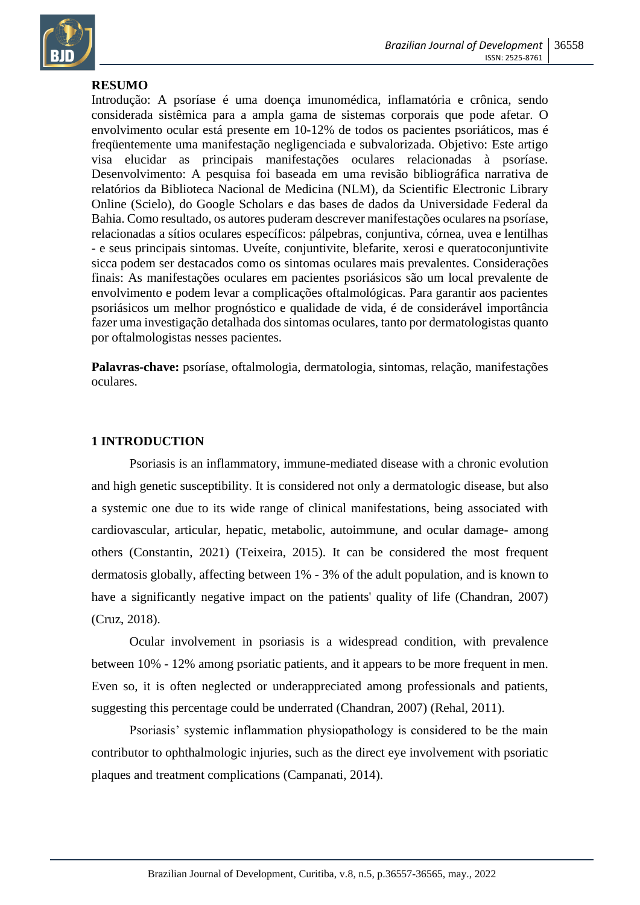**RESUMO**

Introdução: A psoríase é uma doença imunomédica, inflamatória e crônica, sendo considerada sistêmica para a ampla gama de sistemas corporais que pode afetar. O envolvimento ocular está presente em 10-12% de todos os pacientes psoriáticos, mas é freqüentemente uma manifestação negligenciada e subvalorizada. Objetivo: Este artigo visa elucidar as principais manifestações oculares relacionadas à psoríase. Desenvolvimento: A pesquisa foi baseada em uma revisão bibliográfica narrativa de relatórios da Biblioteca Nacional de Medicina (NLM), da Scientific Electronic Library Online (Scielo), do Google Scholars e das bases de dados da Universidade Federal da Bahia. Como resultado, os autores puderam descrever manifestações oculares na psoríase, relacionadas a sítios oculares específicos: pálpebras, conjuntiva, córnea, uvea e lentilhas - e seus principais sintomas. Uveíte, conjuntivite, blefarite, xerosi e queratoconjuntivite sicca podem ser destacados como os sintomas oculares mais prevalentes. Considerações finais: As manifestações oculares em pacientes psoriásicos são um local prevalente de envolvimento e podem levar a complicações oftalmológicas. Para garantir aos pacientes psoriásicos um melhor prognóstico e qualidade de vida, é de considerável importância fazer uma investigação detalhada dos sintomas oculares, tanto por dermatologistas quanto por oftalmologistas nesses pacientes.

**Palavras-chave:** psoríase, oftalmologia, dermatologia, sintomas, relação, manifestações oculares.

## 1 INTRODUCTION

Psoriasis is an inflammatory, immune-mediated disease with a chronic evolution and high genetic susceptibility. It is considered not only a dermatologic disease, but also a systemic one due to its wide range of clinical manifestations, being associated with cardiovascular, articular, hepatic, metabolic, autoimmune, and ocular damage- among others (Constantin, 2021) (Teixeira, 2015). It can be considered the most frequent dermatosis globally, affecting between 1% - 3% of the adult population, and is known to have a significantly negative impact on the patients' quality of life (Chandran, 2007) (Cruz, 2018).

Ocular involvement in psoriasis is a widespread condition, with prevalence between 10% - 12% among psoriatic patients, and it appears to be more frequent in men. Even so, it is often neglected or underappreciated among professionals and patients, suggesting this percentage could be underrated (Chandran, 2007) (Rehal, 2011).

Psoriasis' systemic inflammation physiopathology is considered to be the main contributor to ophthalmologic injuries, such as the direct eye involvement with psoriatic plaques and treatment complications (Campanati, 2014).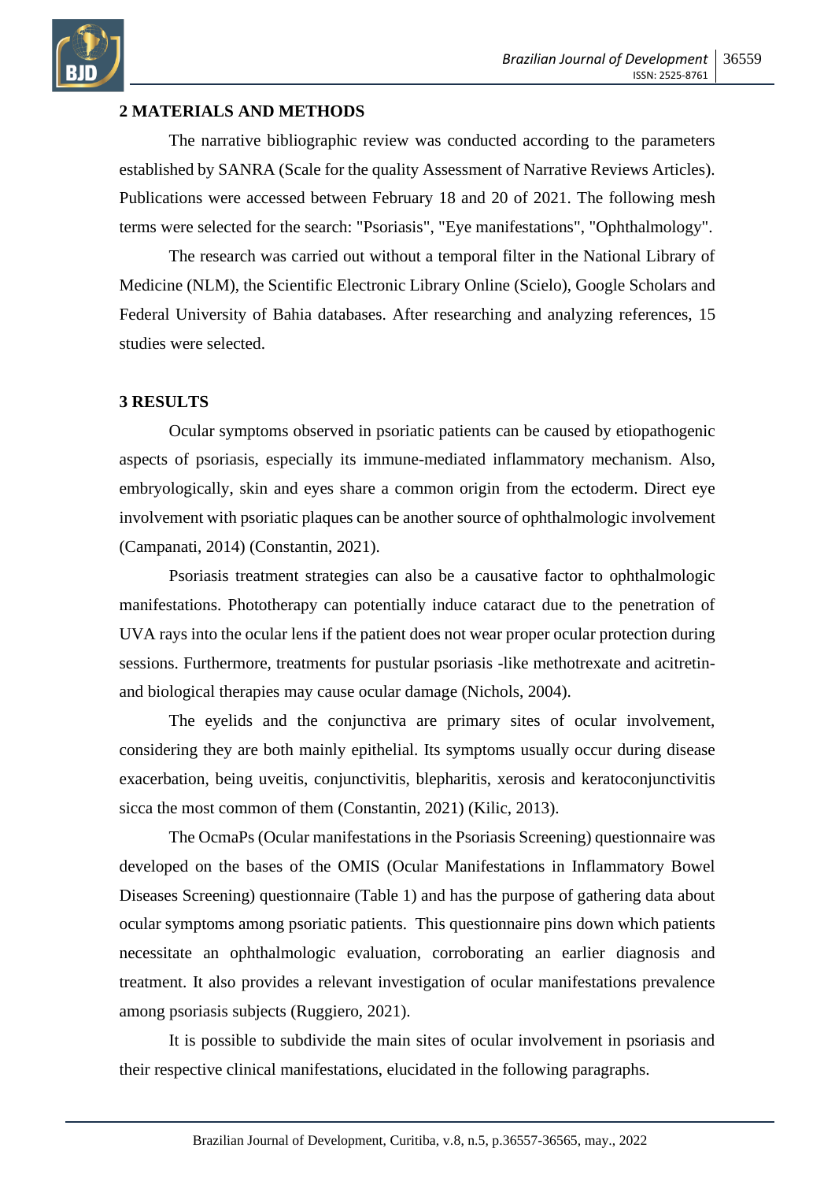## 2 MATERIALS AND METHODS

The narrative bibliographic review was conducted according to the parameters established by SANRA (Scale for the quality Assessment of Narrative Reviews Articles). Publications were accessed between February 18 and 20 of 2021. The following mesh terms were selected for the search: "Psoriasis", "Eye manifestations", "Ophthalmology".

The research was carried out without a temporal filter in the National Library of Medicine (NLM), the Scientific Electronic Library Online (Scielo), Google Scholars and Federal University of Bahia databases. After researching and analyzing references, 15 studies were selected.

## 3 RESULTS

Ocular symptoms observed in psoriatic patients can be caused by etiopathogenic aspects of psoriasis, especially its immune-mediated inflammatory mechanism. Also, embryologically, skin and eyes share a common origin from the ectoderm. Direct eye involvement with psoriatic plaques can be another source of ophthalmologic involvement (Campanati, 2014) (Constantin, 2021).

Psoriasis treatment strategies can also be a causative factor to ophthalmologic manifestations. Phototherapy can potentially induce cataract due to the penetration of UVA rays into the ocular lens if the patient does not wear proper ocular protection during sessions. Furthermore, treatments for pustular psoriasis -like methotrexate and acitretin- and biological therapies may cause ocular damage (Nichols, 2004).

The eyelids and the conjunctiva are primary sites of ocular involvement, considering they are both mainly epithelial. Its symptoms usually occur during disease exacerbation, being uveitis, conjunctivitis, blepharitis, xerosis and keratoconjunctivitis sicca the most common of them (Constantin, 2021) (Kilic, 2013).

The OcmaPs (Ocular manifestations in the Psoriasis Screening) questionnaire was developed on the bases of the OMIS (Ocular Manifestations in Inflammatory Bowel Diseases Screening) questionnaire (Table 1) and has the purpose of gathering data about ocular symptoms among psoriatic patients. This questionnaire pins down which patients necessitate an ophthalmologic evaluation, corroborating an earlier diagnosis and treatment. It also provides a relevant investigation of ocular manifestations prevalence among psoriasis subjects (Ruggiero, 2021).

It is possible to subdivide the main sites of ocular involvement in psoriasis and their respective clinical manifestations, elucidated in the following paragraphs.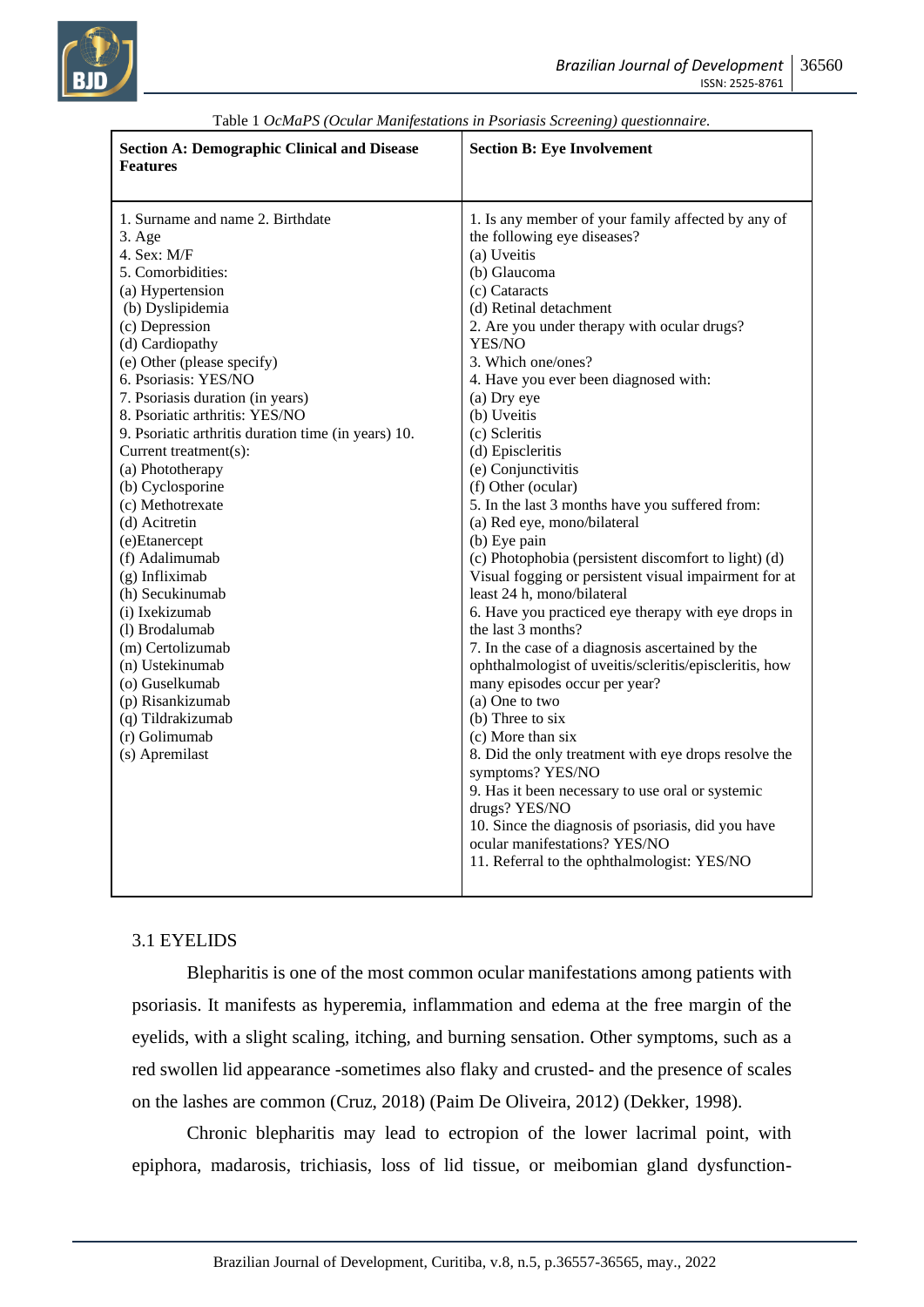Table 1 *OcMaPS (Ocular Manifestations in Psoriasis Screening) questionnaire.*

| **Section A: Demographic Clinical and Disease Features** | **Section B: Eye Involvement** |
|---|---|
| 1. Surname and name 2. Birthdate<br>3. Age<br>4. Sex: M/F<br>5. Comorbidities:<br>(a) Hypertension<br>(b) Dyslipidemia<br>(c) Depression<br>(d) Cardiopathy<br>(e) Other (please specify)<br>6. Psoriasis: YES/NO<br>7. Psoriasis duration (in years)<br>8. Psoriatic arthritis: YES/NO<br>9. Psoriatic arthritis duration time (in years) 10. Current treatment(s):<br>(a) Phototherapy<br>(b) Cyclosporine<br>(c) Methotrexate<br>(d) Acitretin<br>(e)Etanercept<br>(f) Adalimumab<br>(g) Infliximab<br>(h) Secukinumab<br>(i) Ixekizumab<br>(l) Brodalumab<br>(m) Certolizumab<br>(n) Ustekinumab<br>(o) Guselkumab<br>(p) Risankizumab<br>(q) Tildrakizumab<br>(r) Golimumab<br>(s) Apremilast | 1. Is any member of your family affected by any of the following eye diseases?<br>(a) Uveitis<br>(b) Glaucoma<br>(c) Cataracts<br>(d) Retinal detachment<br>2. Are you under therapy with ocular drugs? YES/NO<br>3. Which one/ones?<br>4. Have you ever been diagnosed with:<br>(a) Dry eye<br>(b) Uveitis<br>(c) Scleritis<br>(d) Episcleritis<br>(e) Conjunctivitis<br>(f) Other (ocular)<br>5. In the last 3 months have you suffered from:<br>(a) Red eye, mono/bilateral<br>(b) Eye pain<br>(c) Photophobia (persistent discomfort to light) (d) Visual fogging or persistent visual impairment for at least 24 h, mono/bilateral<br>6. Have you practiced eye therapy with eye drops in the last 3 months?<br>7. In the case of a diagnosis ascertained by the ophthalmologist of uveitis/scleritis/episcleritis, how many episodes occur per year?<br>(a) One to two<br>(b) Three to six<br>(c) More than six<br>8. Did the only treatment with eye drops resolve the symptoms? YES/NO<br>9. Has it been necessary to use oral or systemic drugs? YES/NO<br>10. Since the diagnosis of psoriasis, did you have ocular manifestations? YES/NO<br>11. Referral to the ophthalmologist: YES/NO |

## 3.1 EYELIDS

Blepharitis is one of the most common ocular manifestations among patients with psoriasis. It manifests as hyperemia, inflammation and edema at the free margin of the eyelids, with a slight scaling, itching, and burning sensation. Other symptoms, such as a red swollen lid appearance -sometimes also flaky and crusted- and the presence of scales on the lashes are common (Cruz, 2018) (Paim De Oliveira, 2012) (Dekker, 1998).

Chronic blepharitis may lead to ectropion of the lower lacrimal point, with epiphora, madarosis, trichiasis, loss of lid tissue, or meibomian gland dysfunction-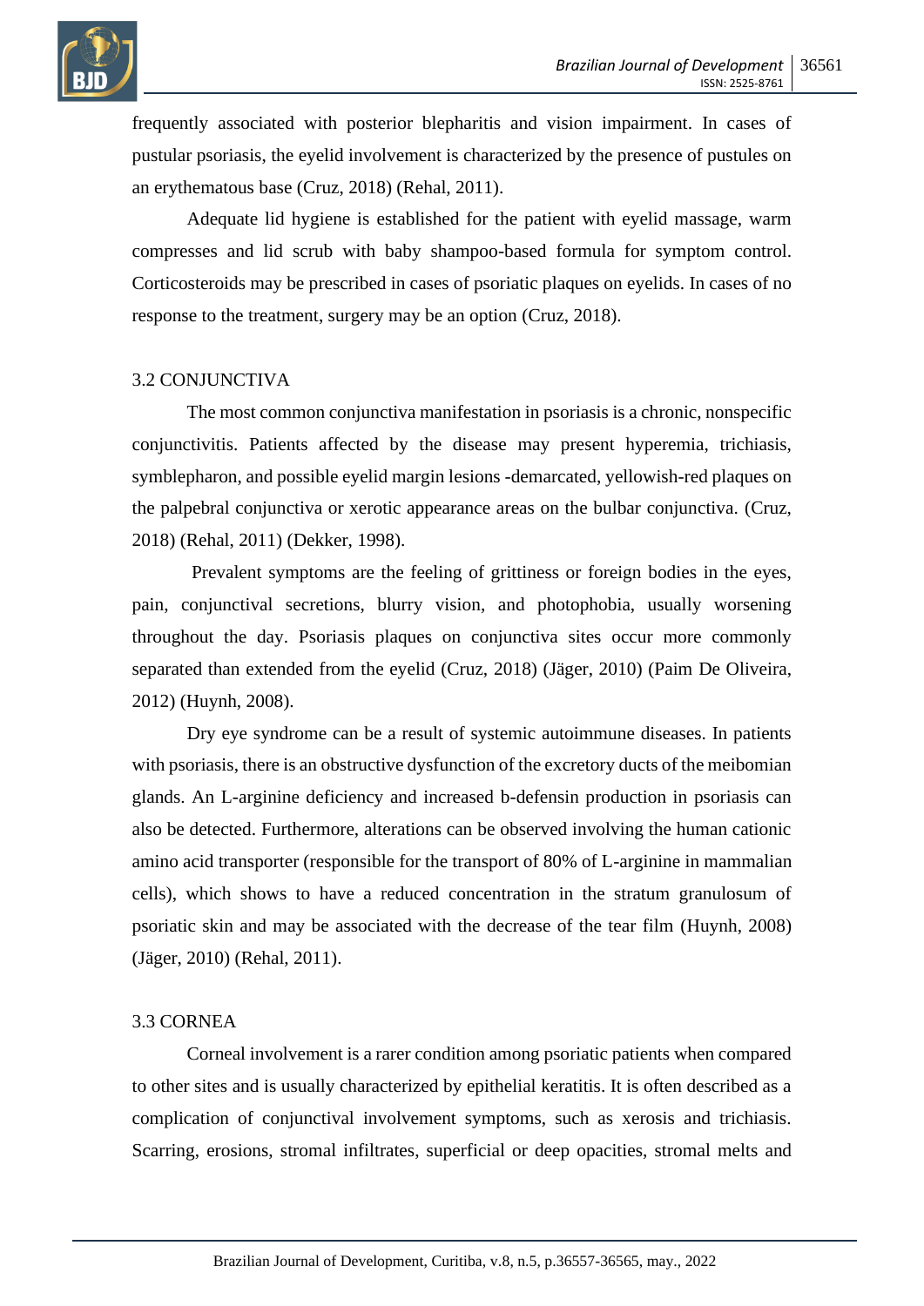frequently associated with posterior blepharitis and vision impairment. In cases of pustular psoriasis, the eyelid involvement is characterized by the presence of pustules on an erythematous base (Cruz, 2018) (Rehal, 2011).

Adequate lid hygiene is established for the patient with eyelid massage, warm compresses and lid scrub with baby shampoo-based formula for symptom control. Corticosteroids may be prescribed in cases of psoriatic plaques on eyelids. In cases of no response to the treatment, surgery may be an option (Cruz, 2018).

## 3.2 CONJUNCTIVA

The most common conjunctiva manifestation in psoriasis is a chronic, nonspecific conjunctivitis. Patients affected by the disease may present hyperemia, trichiasis, symblepharon, and possible eyelid margin lesions -demarcated, yellowish-red plaques on the palpebral conjunctiva or xerotic appearance areas on the bulbar conjunctiva. (Cruz, 2018) (Rehal, 2011) (Dekker, 1998).

Prevalent symptoms are the feeling of grittiness or foreign bodies in the eyes, pain, conjunctival secretions, blurry vision, and photophobia, usually worsening throughout the day. Psoriasis plaques on conjunctiva sites occur more commonly separated than extended from the eyelid (Cruz, 2018) (Jäger, 2010) (Paim De Oliveira, 2012) (Huynh, 2008).

Dry eye syndrome can be a result of systemic autoimmune diseases. In patients with psoriasis, there is an obstructive dysfunction of the excretory ducts of the meibomian glands. An L-arginine deficiency and increased b-defensin production in psoriasis can also be detected. Furthermore, alterations can be observed involving the human cationic amino acid transporter (responsible for the transport of 80% of L-arginine in mammalian cells), which shows to have a reduced concentration in the stratum granulosum of psoriatic skin and may be associated with the decrease of the tear film (Huynh, 2008) (Jäger, 2010) (Rehal, 2011).

## 3.3 CORNEA

Corneal involvement is a rarer condition among psoriatic patients when compared to other sites and is usually characterized by epithelial keratitis. It is often described as a complication of conjunctival involvement symptoms, such as xerosis and trichiasis. Scarring, erosions, stromal infiltrates, superficial or deep opacities, stromal melts and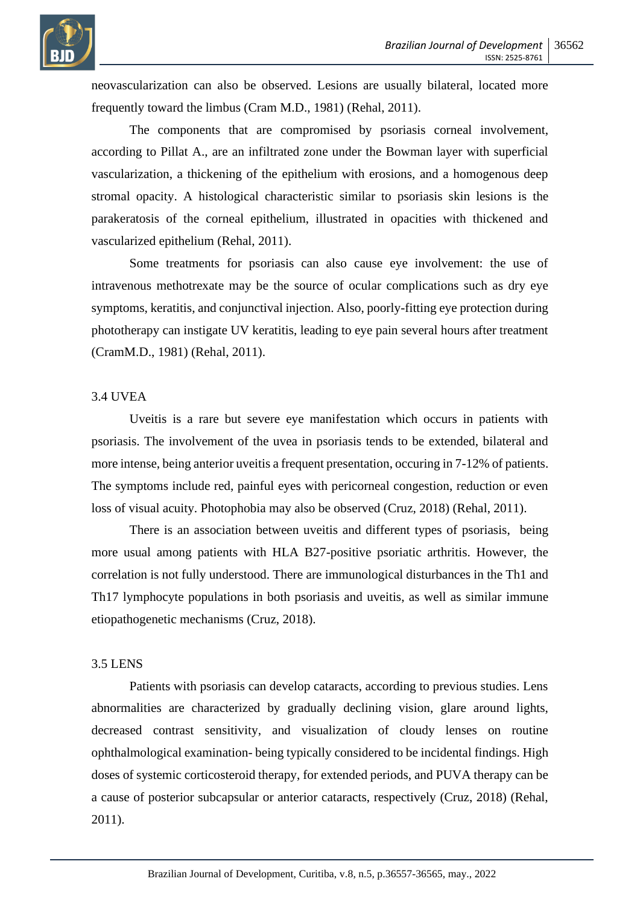neovascularization can also be observed. Lesions are usually bilateral, located more frequently toward the limbus (Cram M.D., 1981) (Rehal, 2011).

The components that are compromised by psoriasis corneal involvement, according to Pillat A., are an infiltrated zone under the Bowman layer with superficial vascularization, a thickening of the epithelium with erosions, and a homogenous deep stromal opacity. A histological characteristic similar to psoriasis skin lesions is the parakeratosis of the corneal epithelium, illustrated in opacities with thickened and vascularized epithelium (Rehal, 2011).

Some treatments for psoriasis can also cause eye involvement: the use of intravenous methotrexate may be the source of ocular complications such as dry eye symptoms, keratitis, and conjunctival injection. Also, poorly-fitting eye protection during phototherapy can instigate UV keratitis, leading to eye pain several hours after treatment (CramM.D., 1981) (Rehal, 2011).

## 3.4 UVEA

Uveitis is a rare but severe eye manifestation which occurs in patients with psoriasis. The involvement of the uvea in psoriasis tends to be extended, bilateral and more intense, being anterior uveitis a frequent presentation, occuring in 7-12% of patients. The symptoms include red, painful eyes with pericorneal congestion, reduction or even loss of visual acuity. Photophobia may also be observed (Cruz, 2018) (Rehal, 2011).

There is an association between uveitis and different types of psoriasis, being more usual among patients with HLA B27-positive psoriatic arthritis. However, the correlation is not fully understood. There are immunological disturbances in the Th1 and Th17 lymphocyte populations in both psoriasis and uveitis, as well as similar immune etiopathogenetic mechanisms (Cruz, 2018).

## 3.5 LENS

Patients with psoriasis can develop cataracts, according to previous studies. Lens abnormalities are characterized by gradually declining vision, glare around lights, decreased contrast sensitivity, and visualization of cloudy lenses on routine ophthalmological examination- being typically considered to be incidental findings. High doses of systemic corticosteroid therapy, for extended periods, and PUVA therapy can be a cause of posterior subcapsular or anterior cataracts, respectively (Cruz, 2018) (Rehal, 2011).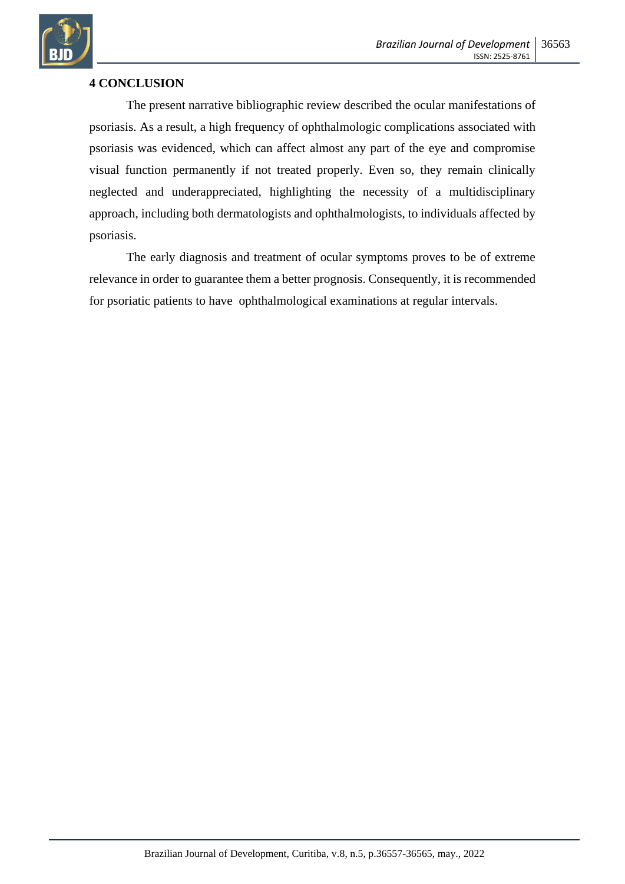## 4 CONCLUSION

The present narrative bibliographic review described the ocular manifestations of psoriasis. As a result, a high frequency of ophthalmologic complications associated with psoriasis was evidenced, which can affect almost any part of the eye and compromise visual function permanently if not treated properly. Even so, they remain clinically neglected and underappreciated, highlighting the necessity of a multidisciplinary approach, including both dermatologists and ophthalmologists, to individuals affected by psoriasis.

The early diagnosis and treatment of ocular symptoms proves to be of extreme relevance in order to guarantee them a better prognosis. Consequently, it is recommended for psoriatic patients to have ophthalmological examinations at regular intervals.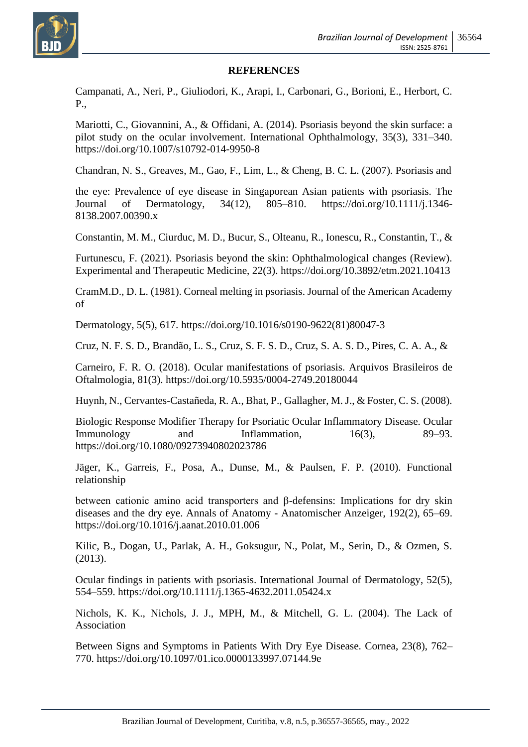**REFERENCES**

Campanati, A., Neri, P., Giuliodori, K., Arapi, I., Carbonari, G., Borioni, E., Herbort, C. P.,

Mariotti, C., Giovannini, A., & Offidani, A. (2014). Psoriasis beyond the skin surface: a pilot study on the ocular involvement. International Ophthalmology, 35(3), 331–340. https://doi.org/10.1007/s10792-014-9950-8

Chandran, N. S., Greaves, M., Gao, F., Lim, L., & Cheng, B. C. L. (2007). Psoriasis and

the eye: Prevalence of eye disease in Singaporean Asian patients with psoriasis. The Journal of Dermatology, 34(12), 805–810. https://doi.org/10.1111/j.1346-8138.2007.00390.x

Constantin, M. M., Ciurduc, M. D., Bucur, S., Olteanu, R., Ionescu, R., Constantin, T., &

Furtunescu, F. (2021). Psoriasis beyond the skin: Ophthalmological changes (Review). Experimental and Therapeutic Medicine, 22(3). https://doi.org/10.3892/etm.2021.10413

CramM.D., D. L. (1981). Corneal melting in psoriasis. Journal of the American Academy of

Dermatology, 5(5), 617. https://doi.org/10.1016/s0190-9622(81)80047-3

Cruz, N. F. S. D., Brandão, L. S., Cruz, S. F. S. D., Cruz, S. A. S. D., Pires, C. A. A., &

Carneiro, F. R. O. (2018). Ocular manifestations of psoriasis. Arquivos Brasileiros de Oftalmologia, 81(3). https://doi.org/10.5935/0004-2749.20180044

Huynh, N., Cervantes-Castañeda, R. A., Bhat, P., Gallagher, M. J., & Foster, C. S. (2008).

Biologic Response Modifier Therapy for Psoriatic Ocular Inflammatory Disease. Ocular Immunology and Inflammation, 16(3), 89–93. https://doi.org/10.1080/09273940802023786

Jäger, K., Garreis, F., Posa, A., Dunse, M., & Paulsen, F. P. (2010). Functional relationship

between cationic amino acid transporters and β-defensins: Implications for dry skin diseases and the dry eye. Annals of Anatomy - Anatomischer Anzeiger, 192(2), 65–69. https://doi.org/10.1016/j.aanat.2010.01.006

Kilic, B., Dogan, U., Parlak, A. H., Goksugur, N., Polat, M., Serin, D., & Ozmen, S. (2013).

Ocular findings in patients with psoriasis. International Journal of Dermatology, 52(5), 554–559. https://doi.org/10.1111/j.1365-4632.2011.05424.x

Nichols, K. K., Nichols, J. J., MPH, M., & Mitchell, G. L. (2004). The Lack of Association

Between Signs and Symptoms in Patients With Dry Eye Disease. Cornea, 23(8), 762–770. https://doi.org/10.1097/01.ico.0000133997.07144.9e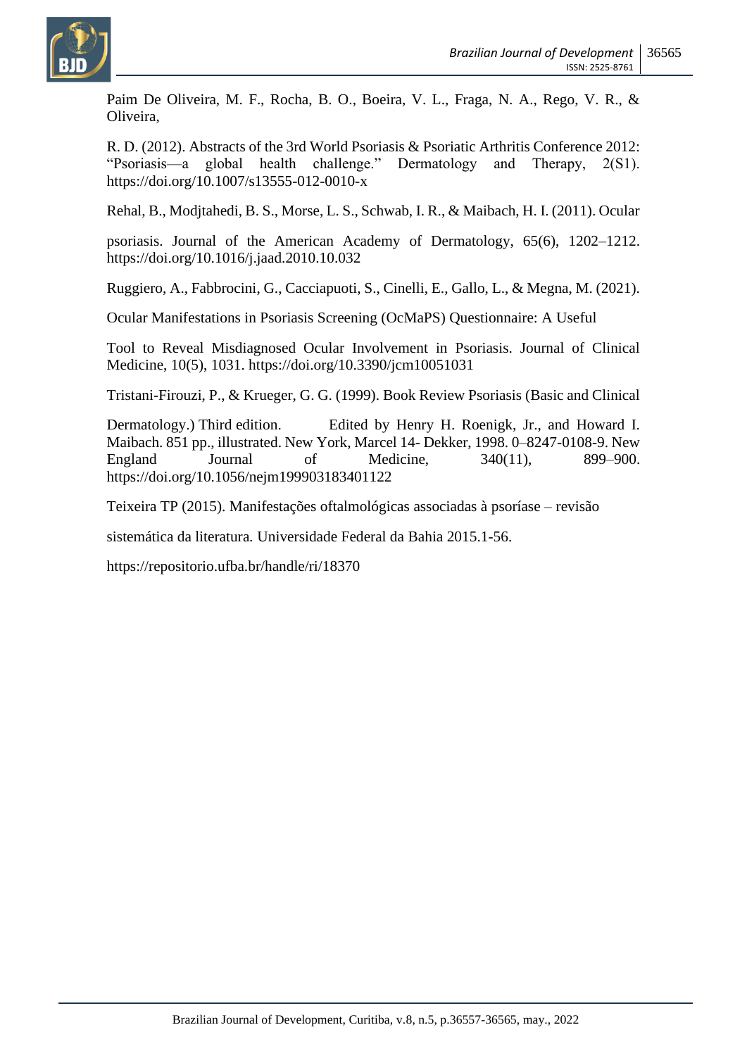Paim De Oliveira, M. F., Rocha, B. O., Boeira, V. L., Fraga, N. A., Rego, V. R., & Oliveira,

R. D. (2012). Abstracts of the 3rd World Psoriasis & Psoriatic Arthritis Conference 2012: "Psoriasis—a global health challenge." Dermatology and Therapy, 2(S1). https://doi.org/10.1007/s13555-012-0010-x

Rehal, B., Modjtahedi, B. S., Morse, L. S., Schwab, I. R., & Maibach, H. I. (2011). Ocular

psoriasis. Journal of the American Academy of Dermatology, 65(6), 1202–1212. https://doi.org/10.1016/j.jaad.2010.10.032

Ruggiero, A., Fabbrocini, G., Cacciapuoti, S., Cinelli, E., Gallo, L., & Megna, M. (2021).

Ocular Manifestations in Psoriasis Screening (OcMaPS) Questionnaire: A Useful

Tool to Reveal Misdiagnosed Ocular Involvement in Psoriasis. Journal of Clinical Medicine, 10(5), 1031. https://doi.org/10.3390/jcm10051031

Tristani-Firouzi, P., & Krueger, G. G. (1999). Book Review Psoriasis (Basic and Clinical

Dermatology.) Third edition. Edited by Henry H. Roenigk, Jr., and Howard I. Maibach. 851 pp., illustrated. New York, Marcel 14- Dekker, 1998. 0–8247-0108-9. New England Journal of Medicine, 340(11), 899–900. https://doi.org/10.1056/nejm199903183401122

Teixeira TP (2015). Manifestações oftalmológicas associadas à psoríase – revisão

sistemática da literatura. Universidade Federal da Bahia 2015.1-56.

https://repositorio.ufba.br/handle/ri/18370